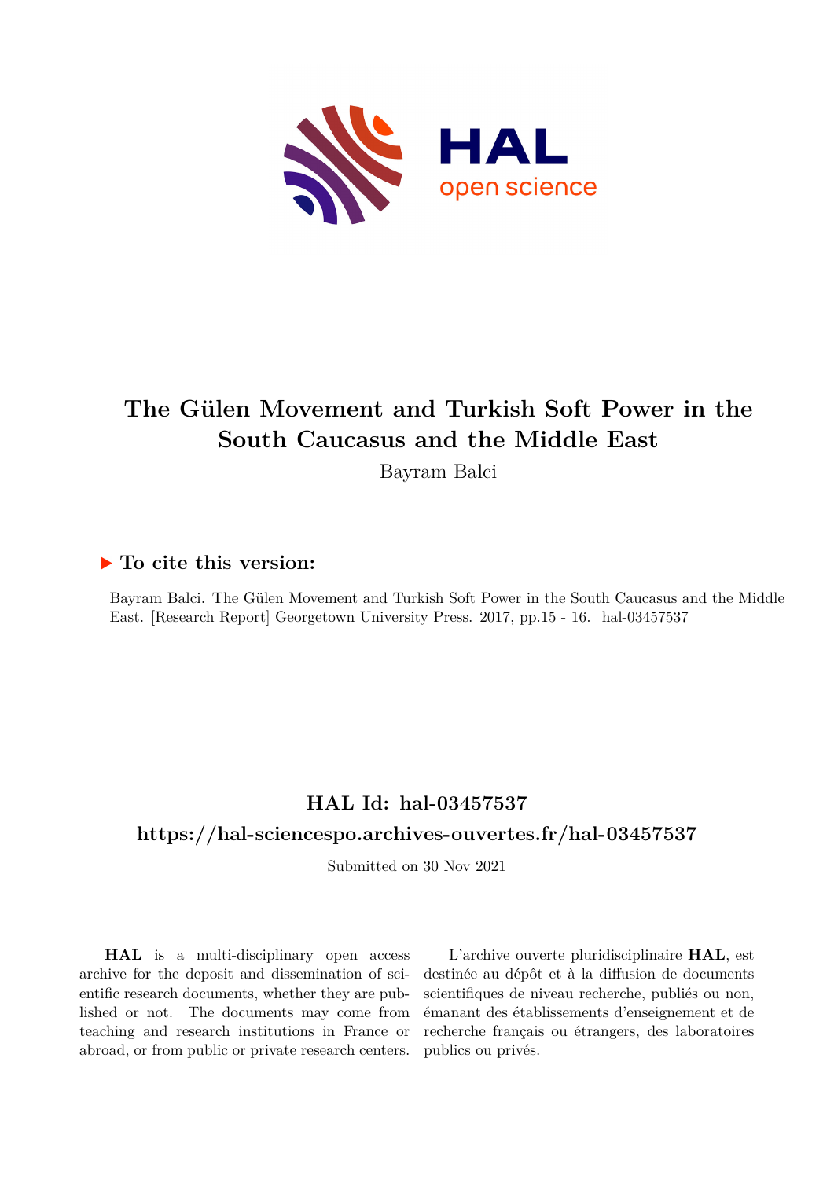# The Gülen Movement and Turkish Soft Power in the South Caucasus and the Middle East

Bayram Balci

## ▶ To cite this version:

Bayram Balci. The Gülen Movement and Turkish Soft Power in the South Caucasus and the Middle East. [Research Report] Georgetown University Press. 2017, pp.15 - 16. hal-03457537

## HAL Id: hal-03457537

## https://hal-sciencespo.archives-ouvertes.fr/hal-03457537

Submitted on 30 Nov 2021

**HAL** is a multi-disciplinary open access archive for the deposit and dissemination of scientific research documents, whether they are published or not. The documents may come from teaching and research institutions in France or abroad, or from public or private research centers.

L'archive ouverte pluridisciplinaire **HAL**, est destinée au dépôt et à la diffusion de documents scientifiques de niveau recherche, publiés ou non, émanant des établissements d'enseignement et de recherche français ou étrangers, des laboratoires publics ou privés.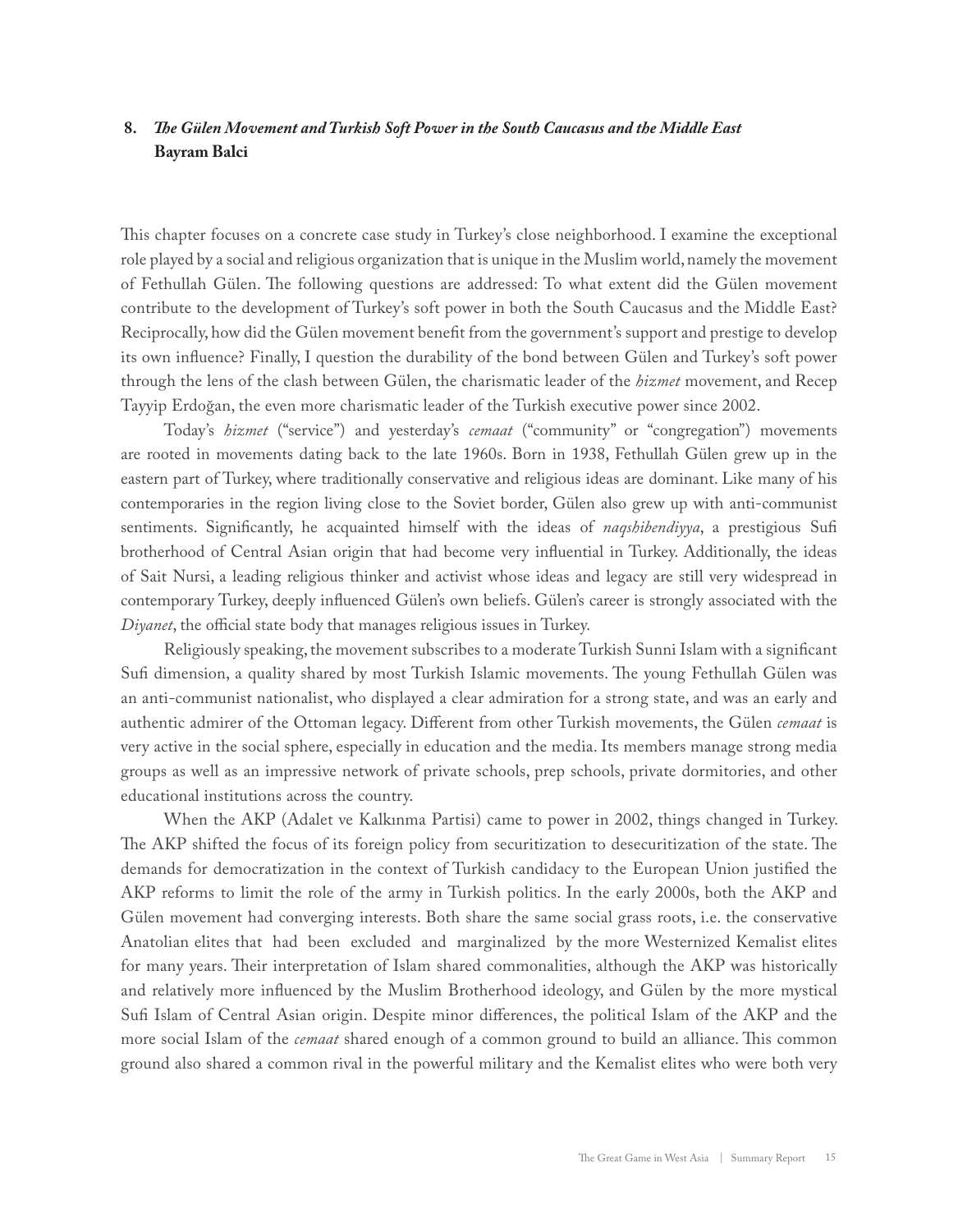## 8. *The Gülen Movement and Turkish Soft Power in the South Caucasus and the Middle East*
**Bayram Balci**

This chapter focuses on a concrete case study in Turkey's close neighborhood. I examine the exceptional role played by a social and religious organization that is unique in the Muslim world, namely the movement of Fethullah Gülen. The following questions are addressed: To what extent did the Gülen movement contribute to the development of Turkey's soft power in both the South Caucasus and the Middle East? Reciprocally, how did the Gülen movement benefit from the government's support and prestige to develop its own influence? Finally, I question the durability of the bond between Gülen and Turkey's soft power through the lens of the clash between Gülen, the charismatic leader of the *hizmet* movement, and Recep Tayyip Erdoğan, the even more charismatic leader of the Turkish executive power since 2002.

Today's *hizmet* ("service") and yesterday's *cemaat* ("community" or "congregation") movements are rooted in movements dating back to the late 1960s. Born in 1938, Fethullah Gülen grew up in the eastern part of Turkey, where traditionally conservative and religious ideas are dominant. Like many of his contemporaries in the region living close to the Soviet border, Gülen also grew up with anti-communist sentiments. Significantly, he acquainted himself with the ideas of *naqshibendiyya*, a prestigious Sufi brotherhood of Central Asian origin that had become very influential in Turkey. Additionally, the ideas of Sait Nursi, a leading religious thinker and activist whose ideas and legacy are still very widespread in contemporary Turkey, deeply influenced Gülen's own beliefs. Gülen's career is strongly associated with the *Diyanet*, the official state body that manages religious issues in Turkey.

Religiously speaking, the movement subscribes to a moderate Turkish Sunni Islam with a significant Sufi dimension, a quality shared by most Turkish Islamic movements. The young Fethullah Gülen was an anti-communist nationalist, who displayed a clear admiration for a strong state, and was an early and authentic admirer of the Ottoman legacy. Different from other Turkish movements, the Gülen *cemaat* is very active in the social sphere, especially in education and the media. Its members manage strong media groups as well as an impressive network of private schools, prep schools, private dormitories, and other educational institutions across the country.

When the AKP (Adalet ve Kalkınma Partisi) came to power in 2002, things changed in Turkey. The AKP shifted the focus of its foreign policy from securitization to desecuritization of the state. The demands for democratization in the context of Turkish candidacy to the European Union justified the AKP reforms to limit the role of the army in Turkish politics. In the early 2000s, both the AKP and Gülen movement had converging interests. Both share the same social grass roots, i.e. the conservative Anatolian elites that had been excluded and marginalized by the more Westernized Kemalist elites for many years. Their interpretation of Islam shared commonalities, although the AKP was historically and relatively more influenced by the Muslim Brotherhood ideology, and Gülen by the more mystical Sufi Islam of Central Asian origin. Despite minor differences, the political Islam of the AKP and the more social Islam of the *cemaat* shared enough of a common ground to build an alliance. This common ground also shared a common rival in the powerful military and the Kemalist elites who were both very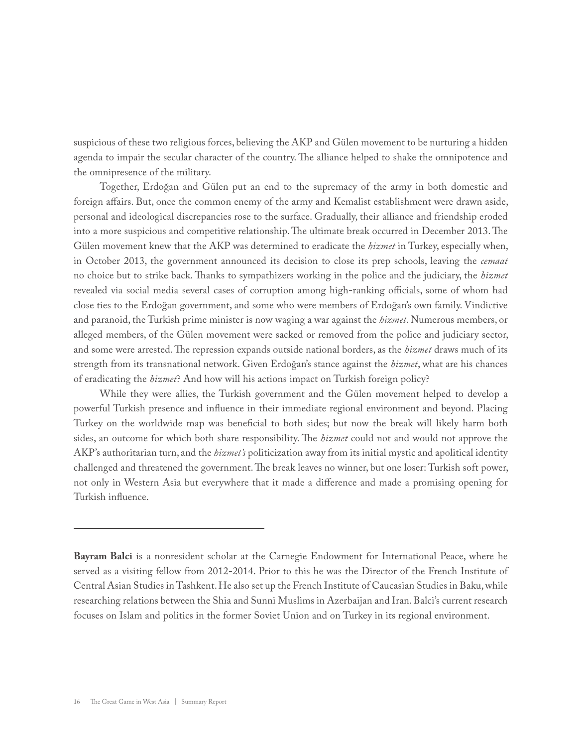suspicious of these two religious forces, believing the AKP and Gülen movement to be nurturing a hidden agenda to impair the secular character of the country. The alliance helped to shake the omnipotence and the omnipresence of the military.

Together, Erdoğan and Gülen put an end to the supremacy of the army in both domestic and foreign affairs. But, once the common enemy of the army and Kemalist establishment were drawn aside, personal and ideological discrepancies rose to the surface. Gradually, their alliance and friendship eroded into a more suspicious and competitive relationship. The ultimate break occurred in December 2013. The Gülen movement knew that the AKP was determined to eradicate the *hizmet* in Turkey, especially when, in October 2013, the government announced its decision to close its prep schools, leaving the *cemaat* no choice but to strike back. Thanks to sympathizers working in the police and the judiciary, the *hizmet* revealed via social media several cases of corruption among high-ranking officials, some of whom had close ties to the Erdoğan government, and some who were members of Erdoğan's own family. Vindictive and paranoid, the Turkish prime minister is now waging a war against the *hizmet*. Numerous members, or alleged members, of the Gülen movement were sacked or removed from the police and judiciary sector, and some were arrested. The repression expands outside national borders, as the *hizmet* draws much of its strength from its transnational network. Given Erdoğan's stance against the *hizmet*, what are his chances of eradicating the *hizmet*? And how will his actions impact on Turkish foreign policy?

While they were allies, the Turkish government and the Gülen movement helped to develop a powerful Turkish presence and influence in their immediate regional environment and beyond. Placing Turkey on the worldwide map was beneficial to both sides; but now the break will likely harm both sides, an outcome for which both share responsibility. The *hizmet* could not and would not approve the AKP's authoritarian turn, and the *hizmet's* politicization away from its initial mystic and apolitical identity challenged and threatened the government. The break leaves no winner, but one loser: Turkish soft power, not only in Western Asia but everywhere that it made a difference and made a promising opening for Turkish influence.

---

**Bayram Balci** is a nonresident scholar at the Carnegie Endowment for International Peace, where he served as a visiting fellow from 2012-2014. Prior to this he was the Director of the French Institute of Central Asian Studies in Tashkent. He also set up the French Institute of Caucasian Studies in Baku, while researching relations between the Shia and Sunni Muslims in Azerbaijan and Iran. Balci's current research focuses on Islam and politics in the former Soviet Union and on Turkey in its regional environment.